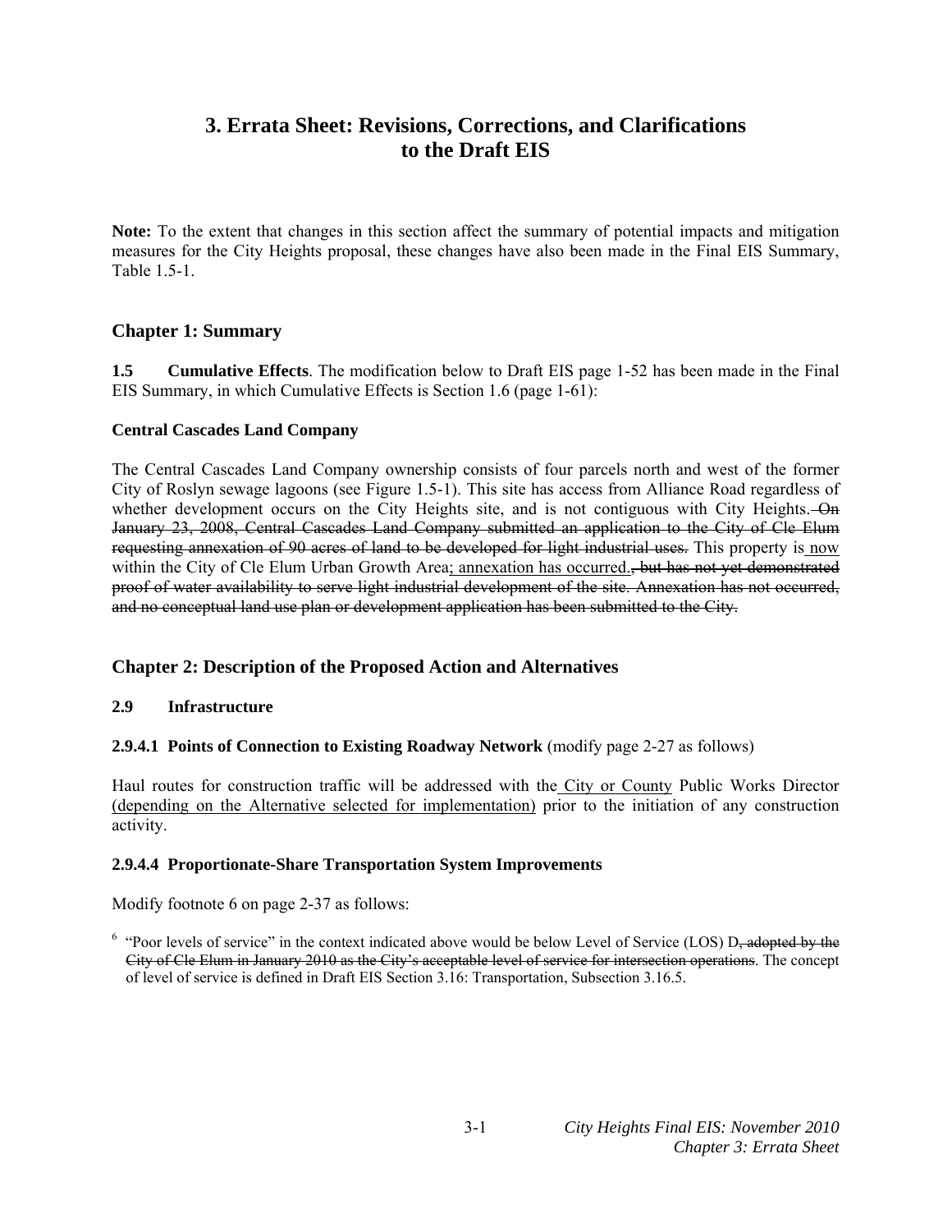# 3. Errata Sheet: Revisions, Corrections, and Clarifications to the Draft EIS

**Note:** To the extent that changes in this section affect the summary of potential impacts and mitigation measures for the City Heights proposal, these changes have also been made in the Final EIS Summary, Table 1.5-1.

## Chapter 1: Summary

**1.5 Cumulative Effects**. The modification below to Draft EIS page 1-52 has been made in the Final EIS Summary, in which Cumulative Effects is Section 1.6 (page 1-61):

**Central Cascades Land Company**

The Central Cascades Land Company ownership consists of four parcels north and west of the former City of Roslyn sewage lagoons (see Figure 1.5-1). This site has access from Alliance Road regardless of whether development occurs on the City Heights site, and is not contiguous with City Heights. ~~On January 23, 2008, Central Cascades Land Company submitted an application to the City of Cle Elum requesting annexation of 90 acres of land to be developed for light industrial uses.~~ This property is <u>now</u> within the City of Cle Elum Urban Growth Area<u>; annexation has occurred.</u>~~, but has not yet demonstrated proof of water availability to serve light industrial development of the site. Annexation has not occurred, and no conceptual land use plan or development application has been submitted to the City.~~

## Chapter 2: Description of the Proposed Action and Alternatives

### 2.9 Infrastructure

**2.9.4.1 Points of Connection to Existing Roadway Network** (modify page 2-27 as follows)

Haul routes for construction traffic will be addressed with the <u>City or County</u> Public Works Director <u>(depending on the Alternative selected for implementation)</u> prior to the initiation of any construction activity.

**2.9.4.4 Proportionate-Share Transportation System Improvements**

Modify footnote 6 on page 2-37 as follows:

[6] "Poor levels of service" in the context indicated above would be below Level of Service (LOS) D~~, adopted by the City of Cle Elum in January 2010 as the City's acceptable level of service for intersection operations~~. The concept of level of service is defined in Draft EIS Section 3.16: Transportation, Subsection 3.16.5.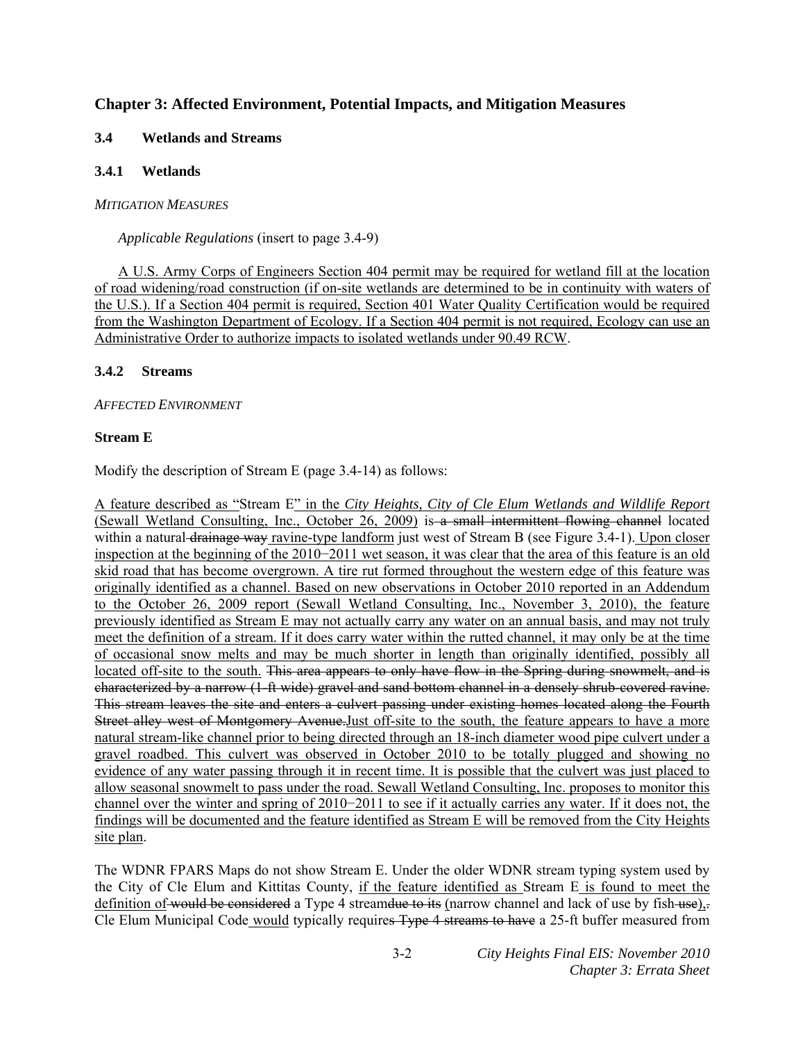## Chapter 3: Affected Environment, Potential Impacts, and Mitigation Measures

### 3.4 Wetlands and Streams

### 3.4.1 Wetlands

*MITIGATION MEASURES*

*Applicable Regulations* (insert to page 3.4-9)

<u>A U.S. Army Corps of Engineers Section 404 permit may be required for wetland fill at the location of road widening/road construction (if on-site wetlands are determined to be in continuity with waters of the U.S.). If a Section 404 permit is required, Section 401 Water Quality Certification would be required from the Washington Department of Ecology. If a Section 404 permit is not required, Ecology can use an Administrative Order to authorize impacts to isolated wetlands under 90.49 RCW</u>.

### 3.4.2 Streams

*AFFECTED ENVIRONMENT*

**Stream E**

Modify the description of Stream E (page 3.4-14) as follows:

<u>A feature described as "</u>Stream E<u>" in the *City Heights, City of Cle Elum Wetlands and Wildlife Report* (Sewall Wetland Consulting, Inc., October 26, 2009)</u> is~~ a small intermittent flowing channel~~ located within a natural~~ drainage way~~ <u>ravine-type landform</u> just west of Stream B (see Figure 3.4-1).<u> Upon closer inspection at the beginning of the 2010−2011 wet season, it was clear that the area of this feature is an old skid road that has become overgrown. A tire rut formed throughout the western edge of this feature was originally identified as a channel. Based on new observations in October 2010 reported in an Addendum to the October 26, 2009 report (Sewall Wetland Consulting, Inc., November 3, 2010), the feature previously identified as Stream E may not actually carry any water on an annual basis, and may not truly meet the definition of a stream. If it does carry water within the rutted channel, it may only be at the time of occasional snow melts and may be much shorter in length than originally identified, possibly all located off-site to the south.</u> ~~This area appears to only have flow in the Spring during snowmelt, and is characterized by a narrow (1-ft wide) gravel and sand bottom channel in a densely shrub-covered ravine. This stream leaves the site and enters a culvert passing under existing homes located along the Fourth Street alley west of Montgomery Avenue.~~<u>Just off-site to the south, the feature appears to have a more natural stream-like channel prior to being directed through an 18-inch diameter wood pipe culvert under a gravel roadbed. This culvert was observed in October 2010 to be totally plugged and showing no evidence of any water passing through it in recent time. It is possible that the culvert was just placed to allow seasonal snowmelt to pass under the road. Sewall Wetland Consulting, Inc. proposes to monitor this channel over the winter and spring of 2010−2011 to see if it actually carries any water. If it does not, the findings will be documented and the feature identified as Stream E will be removed from the City Heights site plan</u>.

The WDNR FPARS Maps do not show Stream E. Under the older WDNR stream typing system used by the City of Cle Elum and Kittitas County, <u>if the feature identified as </u>Stream E<u> is found to meet the definition of</u>~~ would be considered~~ a Type 4 stream~~due to its~~ (narrow channel and lack of use by fish~~ use~~)<u>,</u>~~.~~ Cle Elum Municipal Code<u> would</u> typically require~~s Type 4 streams to have~~ a 25-ft buffer measured from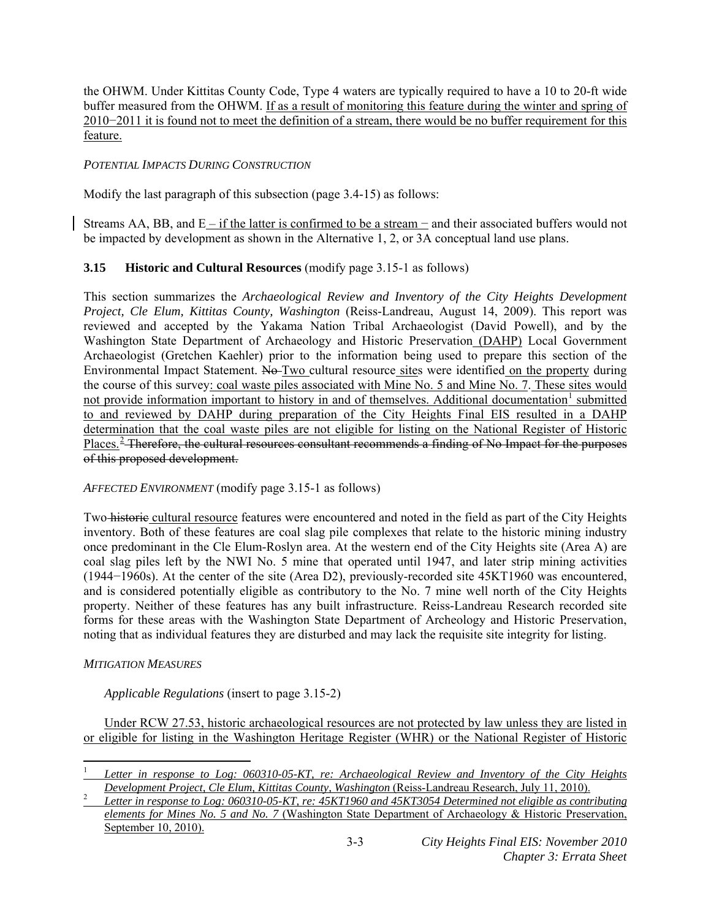the OHWM. Under Kittitas County Code, Type 4 waters are typically required to have a 10 to 20-ft wide buffer measured from the OHWM. <u>If as a result of monitoring this feature during the winter and spring of 2010−2011 it is found not to meet the definition of a stream, there would be no buffer requirement for this feature.</u>

*POTENTIAL IMPACTS DURING CONSTRUCTION*

Modify the last paragraph of this subsection (page 3.4-15) as follows:

Streams AA, BB, and E <u>– if the latter is confirmed to be a stream −</u> and their associated buffers would not be impacted by development as shown in the Alternative 1, 2, or 3A conceptual land use plans.

**3.15 Historic and Cultural Resources** (modify page 3.15-1 as follows)

This section summarizes the *Archaeological Review and Inventory of the City Heights Development Project, Cle Elum, Kittitas County, Washington* (Reiss-Landreau, August 14, 2009). This report was reviewed and accepted by the Yakama Nation Tribal Archaeologist (David Powell), and by the Washington State Department of Archaeology and Historic Preservation <u>(DAHP)</u> Local Government Archaeologist (Gretchen Kaehler) prior to the information being used to prepare this section of the Environmental Impact Statement. ~~No~~ <u>Two</u> cultural resource <u>sites</u> were identified <u>on the property</u> during the course of this survey<u>: coal waste piles associated with Mine No. 5 and Mine No. 7. These sites would not provide information important to history in and of themselves. Additional documentation[1] submitted to and reviewed by DAHP during preparation of the City Heights Final EIS resulted in a DAHP determination that the coal waste piles are not eligible for listing on the National Register of Historic Places.[2]</u> ~~Therefore, the cultural resources consultant recommends a finding of No Impact for the purposes of this proposed development.~~

*AFFECTED ENVIRONMENT* (modify page 3.15-1 as follows)

Two ~~historic~~ <u>cultural resource</u> features were encountered and noted in the field as part of the City Heights inventory. Both of these features are coal slag pile complexes that relate to the historic mining industry once predominant in the Cle Elum-Roslyn area. At the western end of the City Heights site (Area A) are coal slag piles left by the NWI No. 5 mine that operated until 1947, and later strip mining activities (1944−1960s). At the center of the site (Area D2), previously-recorded site 45KT1960 was encountered, and is considered potentially eligible as contributory to the No. 7 mine well north of the City Heights property. Neither of these features has any built infrastructure. Reiss-Landreau Research recorded site forms for these areas with the Washington State Department of Archeology and Historic Preservation, noting that as individual features they are disturbed and may lack the requisite site integrity for listing.

*MITIGATION MEASURES*

*Applicable Regulations* (insert to page 3.15-2)

<u>Under RCW 27.53, historic archaeological resources are not protected by law unless they are listed in or eligible for listing in the Washington Heritage Register (WHR) or the National Register of Historic</u>

---

[1] <u>*Letter in response to Log: 060310-05-KT, re: Archaeological Review and Inventory of the City Heights Development Project, Cle Elum, Kittitas County, Washington* (Reiss-Landreau Research, July 11, 2010).</u>

[2] <u>*Letter in response to Log: 060310-05-KT, re: 45KT1960 and 45KT3054 Determined not eligible as contributing elements for Mines No. 5 and No. 7* (Washington State Department of Archaeology & Historic Preservation, September 10, 2010).</u>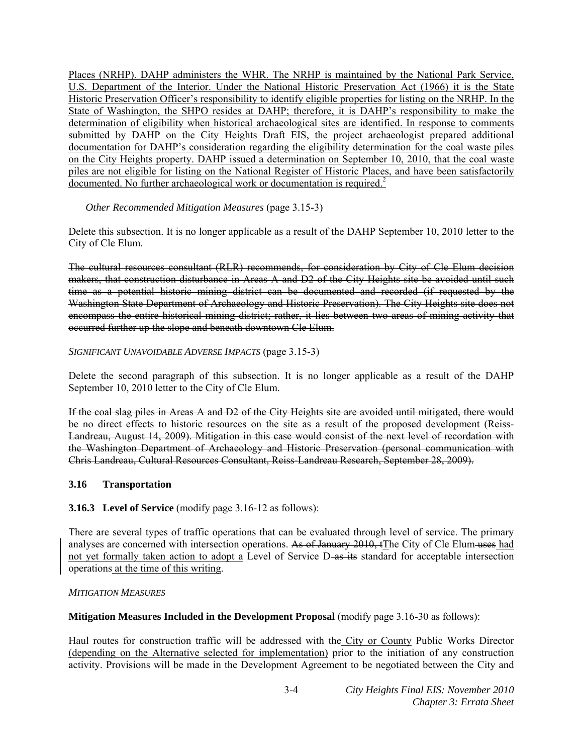Places (NRHP). DAHP administers the WHR. The NRHP is maintained by the National Park Service, U.S. Department of the Interior. Under the National Historic Preservation Act (1966) it is the State Historic Preservation Officer's responsibility to identify eligible properties for listing on the NRHP. In the State of Washington, the SHPO resides at DAHP; therefore, it is DAHP's responsibility to make the determination of eligibility when historical archaeological sites are identified. In response to comments submitted by DAHP on the City Heights Draft EIS, the project archaeologist prepared additional documentation for DAHP's consideration regarding the eligibility determination for the coal waste piles on the City Heights property. DAHP issued a determination on September 10, 2010, that the coal waste piles are not eligible for listing on the National Register of Historic Places, and have been satisfactorily documented. No further archaeological work or documentation is required.[2]

*Other Recommended Mitigation Measures* (page 3.15-3)

Delete this subsection. It is no longer applicable as a result of the DAHP September 10, 2010 letter to the City of Cle Elum.

~~The cultural resources consultant (RLR) recommends, for consideration by City of Cle Elum decision makers, that construction disturbance in Areas A and D2 of the City Heights site be avoided until such time as a potential historic mining district can be documented and recorded (if requested by the Washington State Department of Archaeology and Historic Preservation). The City Heights site does not encompass the entire historical mining district; rather, it lies between two areas of mining activity that occurred further up the slope and beneath downtown Cle Elum.~~

*SIGNIFICANT UNAVOIDABLE ADVERSE IMPACTS* (page 3.15-3)

Delete the second paragraph of this subsection. It is no longer applicable as a result of the DAHP September 10, 2010 letter to the City of Cle Elum.

~~If the coal slag piles in Areas A and D2 of the City Heights site are avoided until mitigated, there would be no direct effects to historic resources on the site as a result of the proposed development (Reiss-Landreau, August 14, 2009). Mitigation in this case would consist of the next level of recordation with the Washington Department of Archaeology and Historic Preservation (personal communication with Chris Landreau, Cultural Resources Consultant, Reiss-Landreau Research, September 28, 2009).~~

## 3.16 Transportation

**3.16.3 Level of Service** (modify page 3.16-12 as follows):

There are several types of traffic operations that can be evaluated through level of service. The primary analyses are concerned with intersection operations. ~~As of January 2010, t~~The City of Cle Elum ~~uses~~ had not yet formally taken action to adopt a Level of Service D ~~as its~~ standard for acceptable intersection operations at the time of this writing.

*MITIGATION MEASURES*

**Mitigation Measures Included in the Development Proposal** (modify page 3.16-30 as follows):

Haul routes for construction traffic will be addressed with the City or County Public Works Director (depending on the Alternative selected for implementation) prior to the initiation of any construction activity. Provisions will be made in the Development Agreement to be negotiated between the City and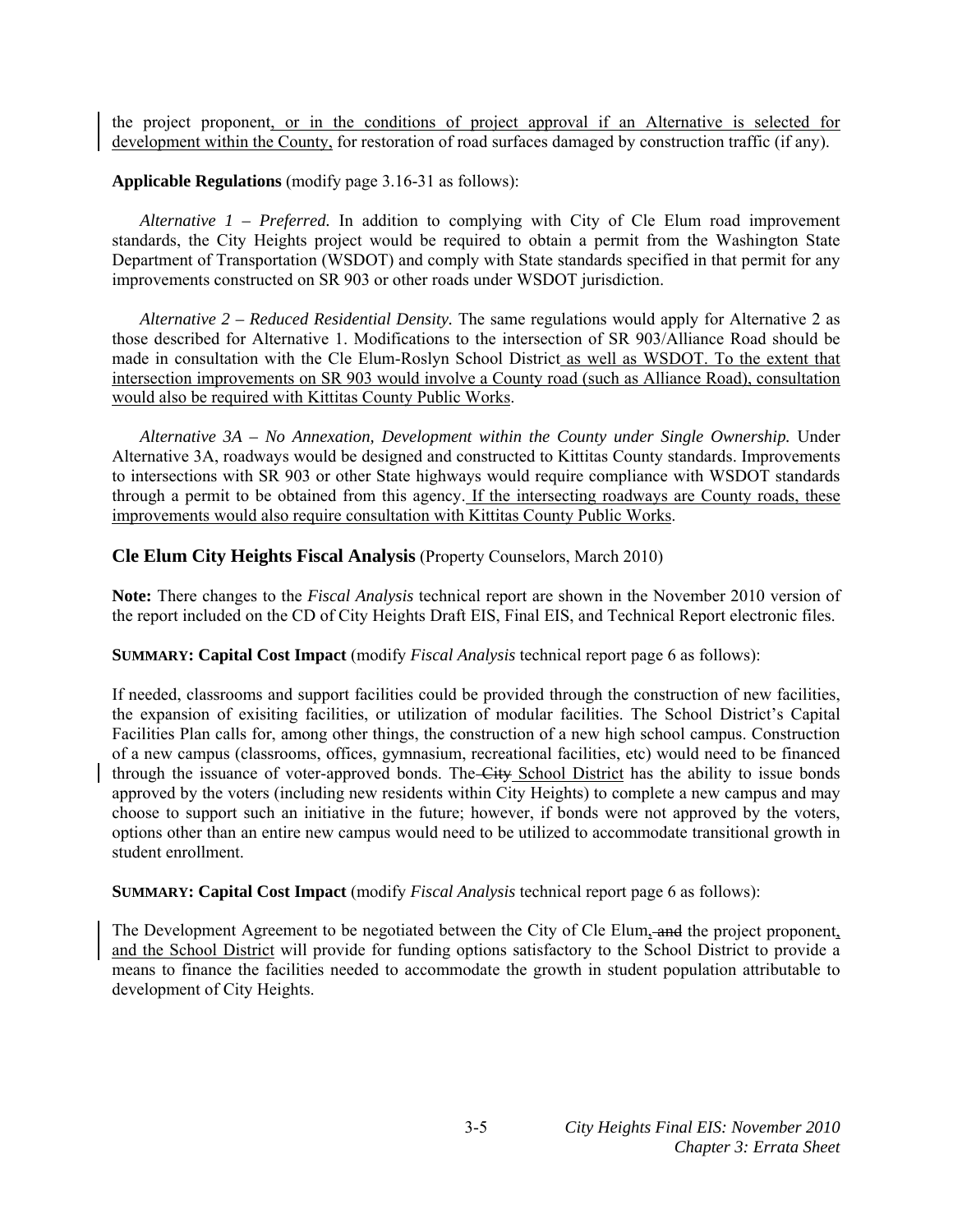the project proponent, or in the conditions of project approval if an Alternative is selected for development within the County, for restoration of road surfaces damaged by construction traffic (if any).

**Applicable Regulations** (modify page 3.16-31 as follows):

*Alternative 1 – Preferred.* In addition to complying with City of Cle Elum road improvement standards, the City Heights project would be required to obtain a permit from the Washington State Department of Transportation (WSDOT) and comply with State standards specified in that permit for any improvements constructed on SR 903 or other roads under WSDOT jurisdiction.

*Alternative 2 – Reduced Residential Density.* The same regulations would apply for Alternative 2 as those described for Alternative 1. Modifications to the intersection of SR 903/Alliance Road should be made in consultation with the Cle Elum-Roslyn School District as well as WSDOT. To the extent that intersection improvements on SR 903 would involve a County road (such as Alliance Road), consultation would also be required with Kittitas County Public Works.

*Alternative 3A – No Annexation, Development within the County under Single Ownership.* Under Alternative 3A, roadways would be designed and constructed to Kittitas County standards. Improvements to intersections with SR 903 or other State highways would require compliance with WSDOT standards through a permit to be obtained from this agency. If the intersecting roadways are County roads, these improvements would also require consultation with Kittitas County Public Works.

## Cle Elum City Heights Fiscal Analysis (Property Counselors, March 2010)

**Note:** There changes to the *Fiscal Analysis* technical report are shown in the November 2010 version of the report included on the CD of City Heights Draft EIS, Final EIS, and Technical Report electronic files.

**SUMMARY: Capital Cost Impact** (modify *Fiscal Analysis* technical report page 6 as follows):

If needed, classrooms and support facilities could be provided through the construction of new facilities, the expansion of exisiting facilities, or utilization of modular facilities. The School District's Capital Facilities Plan calls for, among other things, the construction of a new high school campus. Construction of a new campus (classrooms, offices, gymnasium, recreational facilities, etc) would need to be financed through the issuance of voter-approved bonds. The ~~City~~ School District has the ability to issue bonds approved by the voters (including new residents within City Heights) to complete a new campus and may choose to support such an initiative in the future; however, if bonds were not approved by the voters, options other than an entire new campus would need to be utilized to accommodate transitional growth in student enrollment.

**SUMMARY: Capital Cost Impact** (modify *Fiscal Analysis* technical report page 6 as follows):

The Development Agreement to be negotiated between the City of Cle Elum, ~~and~~ the project proponent, and the School District will provide for funding options satisfactory to the School District to provide a means to finance the facilities needed to accommodate the growth in student population attributable to development of City Heights.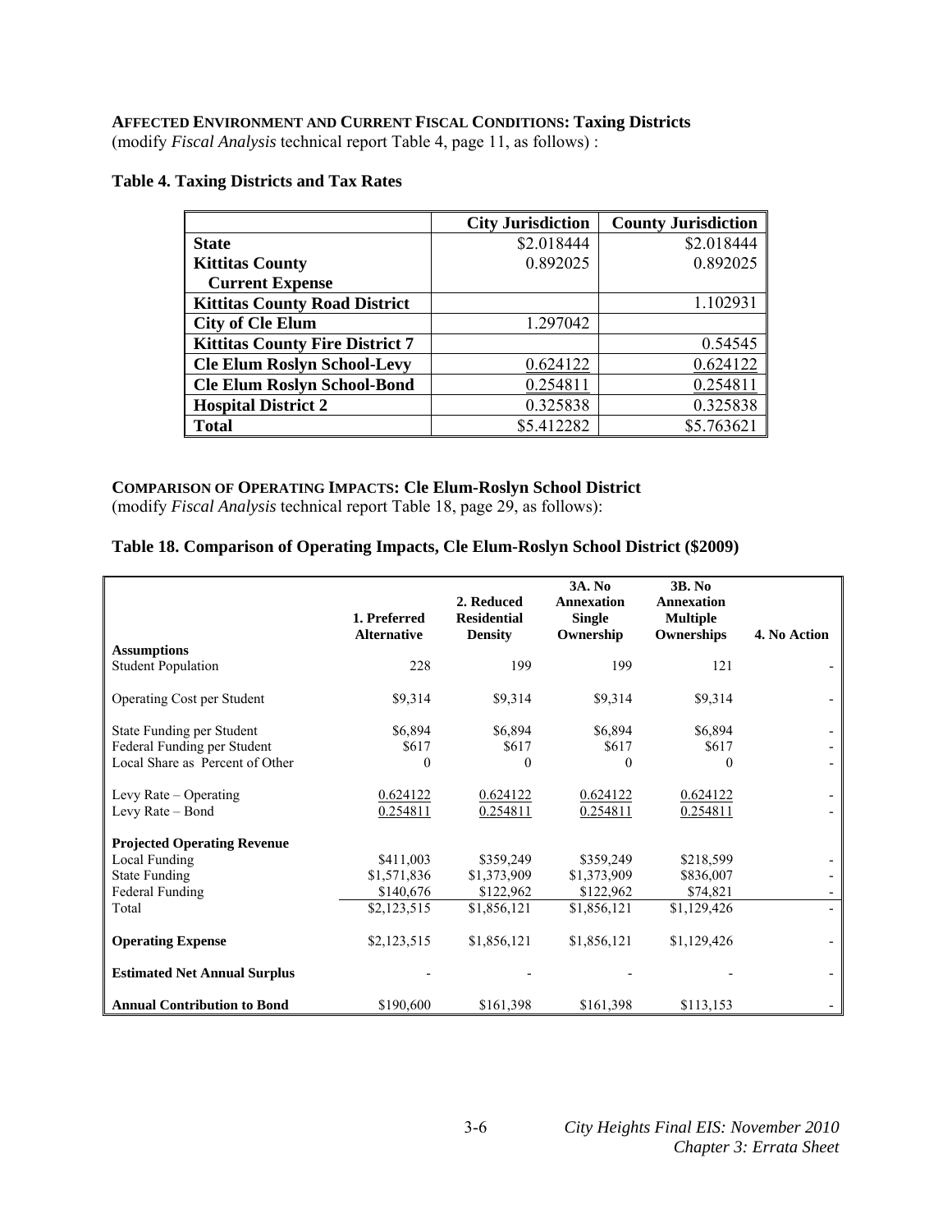**AFFECTED ENVIRONMENT AND CURRENT FISCAL CONDITIONS: Taxing Districts**
(modify *Fiscal Analysis* technical report Table 4, page 11, as follows) :

**Table 4. Taxing Districts and Tax Rates**

| | City Jurisdiction | County Jurisdiction |
|---|---|---|
| **State** | \$2.018444 | \$2.018444 |
| **Kittitas County Current Expense** | 0.892025 | 0.892025 |
| **Kittitas County Road District** | | 1.102931 |
| **City of Cle Elum** | 1.297042 | |
| **Kittitas County Fire District 7** | | 0.54545 |
| **Cle Elum Roslyn School-Levy** | 0.624122 | 0.624122 |
| **Cle Elum Roslyn School-Bond** | 0.254811 | 0.254811 |
| **Hospital District 2** | 0.325838 | 0.325838 |
| **Total** | \$5.412282 | \$5.763621 |

**COMPARISON OF OPERATING IMPACTS: Cle Elum-Roslyn School District**
(modify *Fiscal Analysis* technical report Table 18, page 29, as follows):

**Table 18. Comparison of Operating Impacts, Cle Elum-Roslyn School District (\$2009)**

| | 1. Preferred Alternative | 2. Reduced Residential Density | 3A. No Annexation Single Ownership | 3B. No Annexation Multiple Ownerships | 4. No Action |
|---|---|---|---|---|---|
| **Assumptions** | | | | | |
| Student Population | 228 | 199 | 199 | 121 | - |
| Operating Cost per Student | \$9,314 | \$9,314 | \$9,314 | \$9,314 | - |
| State Funding per Student | \$6,894 | \$6,894 | \$6,894 | \$6,894 | - |
| Federal Funding per Student | \$617 | \$617 | \$617 | \$617 | - |
| Local Share as Percent of Other | 0 | 0 | 0 | 0 | - |
| Levy Rate – Operating | 0.624122 | 0.624122 | 0.624122 | 0.624122 | - |
| Levy Rate – Bond | 0.254811 | 0.254811 | 0.254811 | 0.254811 | - |
| **Projected Operating Revenue** | | | | | |
| Local Funding | \$411,003 | \$359,249 | \$359,249 | \$218,599 | - |
| State Funding | \$1,571,836 | \$1,373,909 | \$1,373,909 | \$836,007 | - |
| Federal Funding | \$140,676 | \$122,962 | \$122,962 | \$74,821 | - |
| Total | \$2,123,515 | \$1,856,121 | \$1,856,121 | \$1,129,426 | - |
| **Operating Expense** | \$2,123,515 | \$1,856,121 | \$1,856,121 | \$1,129,426 | - |
| **Estimated Net Annual Surplus** | - | - | - | - | - |
| **Annual Contribution to Bond** | \$190,600 | \$161,398 | \$161,398 | \$113,153 | - |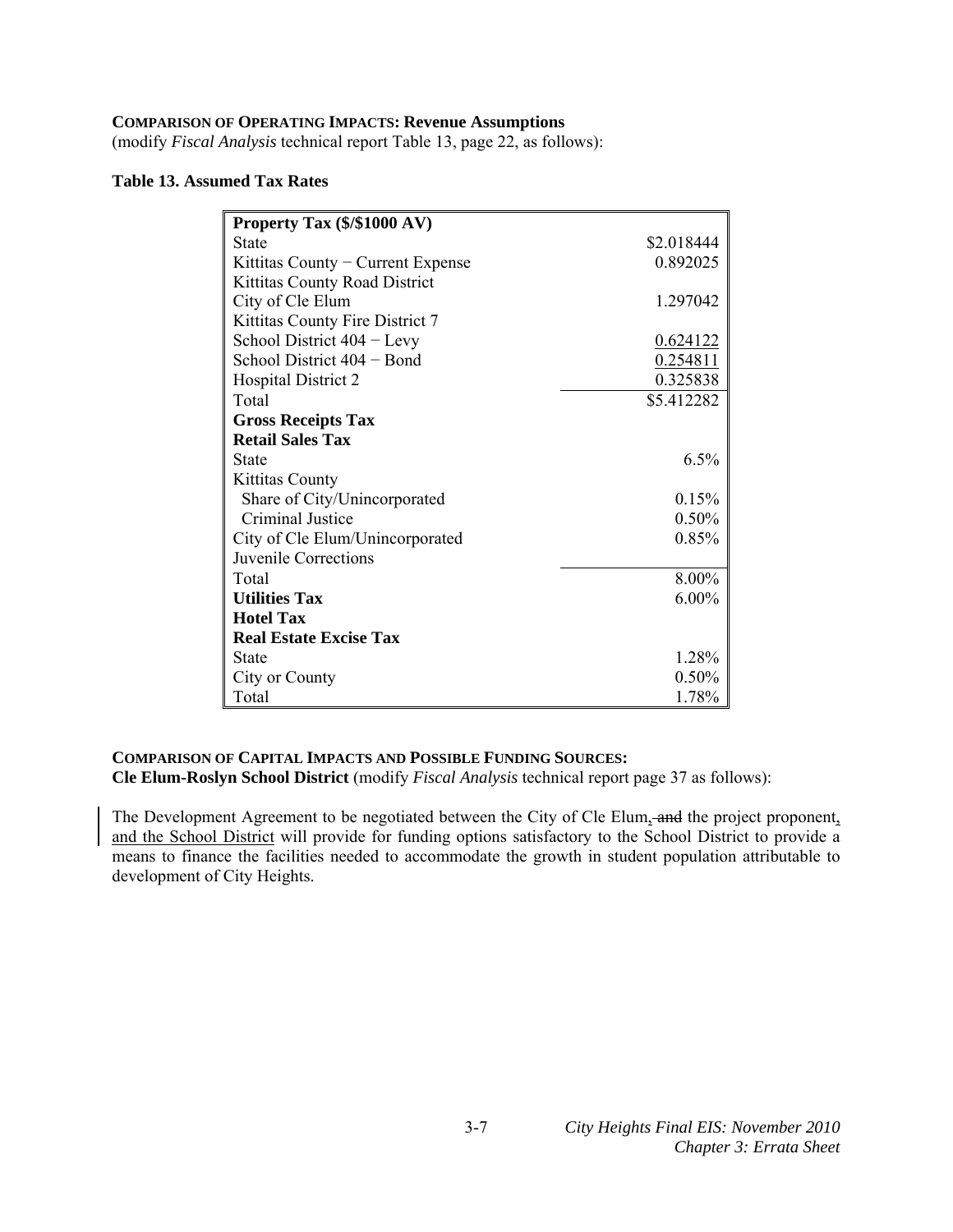**COMPARISON OF OPERATING IMPACTS: Revenue Assumptions**
(modify *Fiscal Analysis* technical report Table 13, page 22, as follows):

**Table 13. Assumed Tax Rates**

| | |
|---|---|
| **Property Tax ($/$1000 AV)** | |
| State | $2.018444 |
| Kittitas County − Current Expense | 0.892025 |
| Kittitas County Road District | |
| City of Cle Elum | 1.297042 |
| Kittitas County Fire District 7 | |
| School District 404 − Levy | 0.624122 |
| School District 404 − Bond | 0.254811 |
| Hospital District 2 | 0.325838 |
| Total | $5.412282 |
| **Gross Receipts Tax** | |
| **Retail Sales Tax** | |
| State | 6.5% |
| Kittitas County | |
| Share of City/Unincorporated | 0.15% |
| Criminal Justice | 0.50% |
| City of Cle Elum/Unincorporated | 0.85% |
| Juvenile Corrections | |
| Total | 8.00% |
| **Utilities Tax** | 6.00% |
| **Hotel Tax** | |
| **Real Estate Excise Tax** | |
| State | 1.28% |
| City or County | 0.50% |
| Total | 1.78% |

**COMPARISON OF CAPITAL IMPACTS AND POSSIBLE FUNDING SOURCES:**
**Cle Elum-Roslyn School District** (modify *Fiscal Analysis* technical report page 37 as follows):

The Development Agreement to be negotiated between the City of Cle Elum, ~~and~~ the project proponent, and the School District will provide for funding options satisfactory to the School District to provide a means to finance the facilities needed to accommodate the growth in student population attributable to development of City Heights.